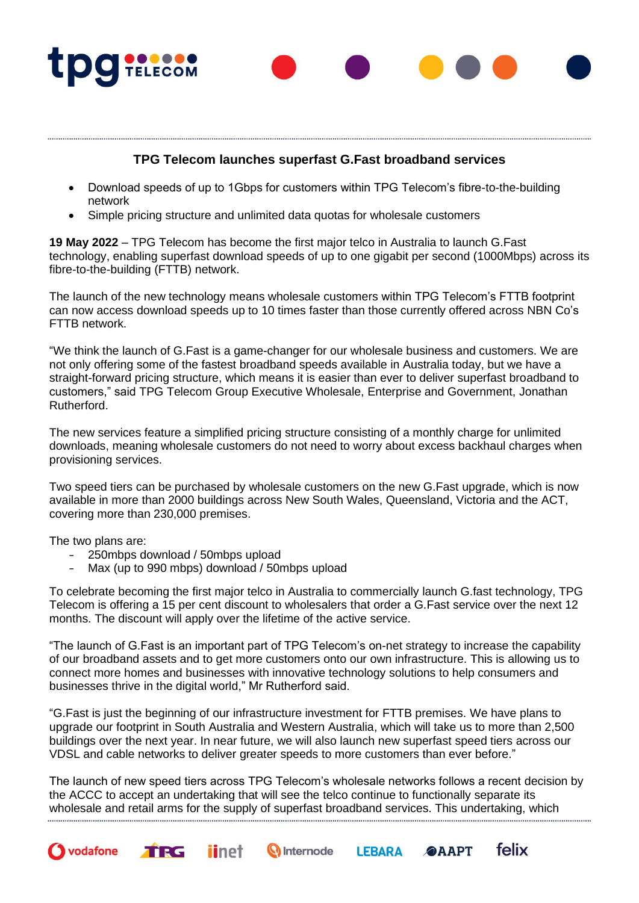## TPG Telecom launches superfast G.Fast broadband services

- Download speeds of up to 1Gbps for customers within TPG Telecom's fibre-to-the-building network
- Simple pricing structure and unlimited data quotas for wholesale customers

**19 May 2022** – TPG Telecom has become the first major telco in Australia to launch G.Fast technology, enabling superfast download speeds of up to one gigabit per second (1000Mbps) across its fibre-to-the-building (FTTB) network.

The launch of the new technology means wholesale customers within TPG Telecom's FTTB footprint can now access download speeds up to 10 times faster than those currently offered across NBN Co's FTTB network.

"We think the launch of G.Fast is a game-changer for our wholesale business and customers. We are not only offering some of the fastest broadband speeds available in Australia today, but we have a straight-forward pricing structure, which means it is easier than ever to deliver superfast broadband to customers," said TPG Telecom Group Executive Wholesale, Enterprise and Government, Jonathan Rutherford.

The new services feature a simplified pricing structure consisting of a monthly charge for unlimited downloads, meaning wholesale customers do not need to worry about excess backhaul charges when provisioning services.

Two speed tiers can be purchased by wholesale customers on the new G.Fast upgrade, which is now available in more than 2000 buildings across New South Wales, Queensland, Victoria and the ACT, covering more than 230,000 premises.

The two plans are:

- 250mbps download / 50mbps upload
- Max (up to 990 mbps) download / 50mbps upload

To celebrate becoming the first major telco in Australia to commercially launch G.fast technology, TPG Telecom is offering a 15 per cent discount to wholesalers that order a G.Fast service over the next 12 months. The discount will apply over the lifetime of the active service.

"The launch of G.Fast is an important part of TPG Telecom's on-net strategy to increase the capability of our broadband assets and to get more customers onto our own infrastructure. This is allowing us to connect more homes and businesses with innovative technology solutions to help consumers and businesses thrive in the digital world," Mr Rutherford said.

"G.Fast is just the beginning of our infrastructure investment for FTTB premises. We have plans to upgrade our footprint in South Australia and Western Australia, which will take us to more than 2,500 buildings over the next year. In near future, we will also launch new superfast speed tiers across our VDSL and cable networks to deliver greater speeds to more customers than ever before."

The launch of new speed tiers across TPG Telecom's wholesale networks follows a recent decision by the ACCC to accept an undertaking that will see the telco continue to functionally separate its wholesale and retail arms for the supply of superfast broadband services. This undertaking, which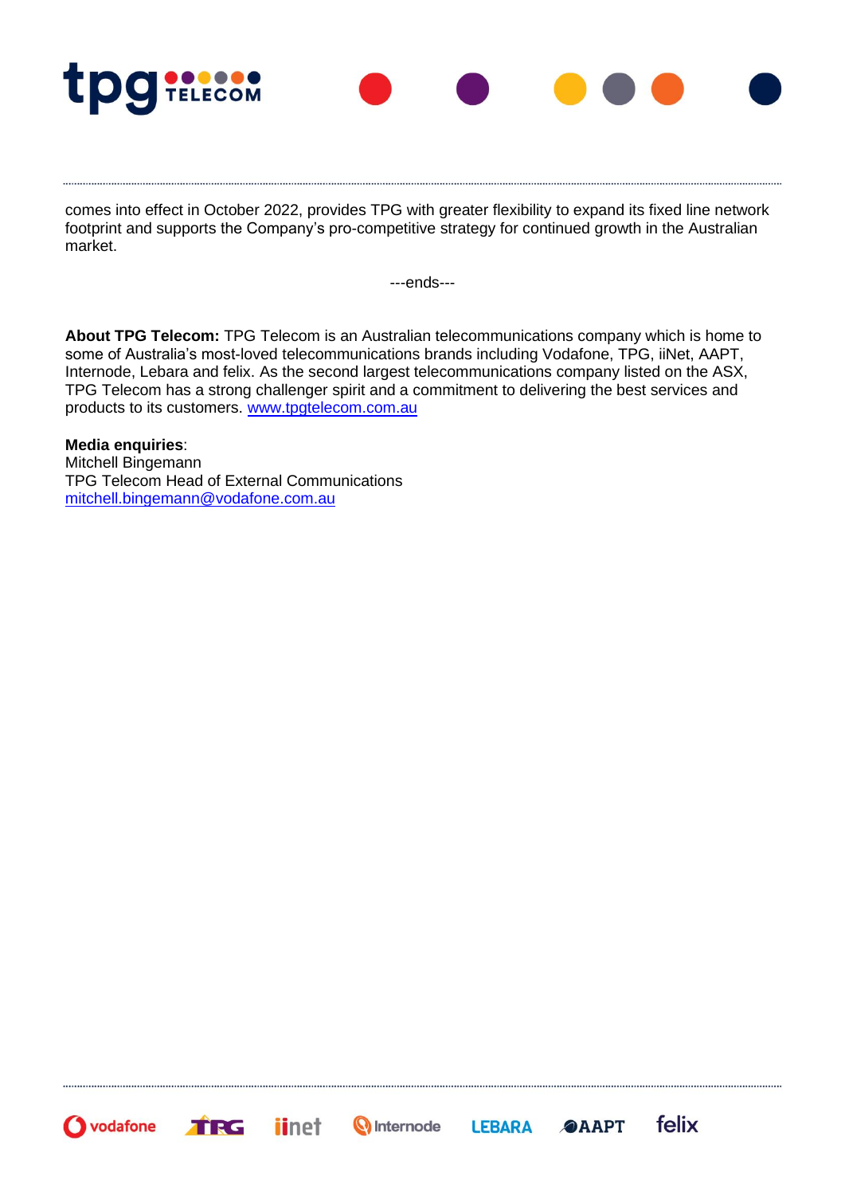comes into effect in October 2022, provides TPG with greater flexibility to expand its fixed line network footprint and supports the Company's pro-competitive strategy for continued growth in the Australian market.

---ends---

**About TPG Telecom:** TPG Telecom is an Australian telecommunications company which is home to some of Australia's most-loved telecommunications brands including Vodafone, TPG, iiNet, AAPT, Internode, Lebara and felix. As the second largest telecommunications company listed on the ASX, TPG Telecom has a strong challenger spirit and a commitment to delivering the best services and products to its customers. www.tpgtelecom.com.au

**Media enquiries**:
Mitchell Bingemann
TPG Telecom Head of External Communications
mitchell.bingemann@vodafone.com.au